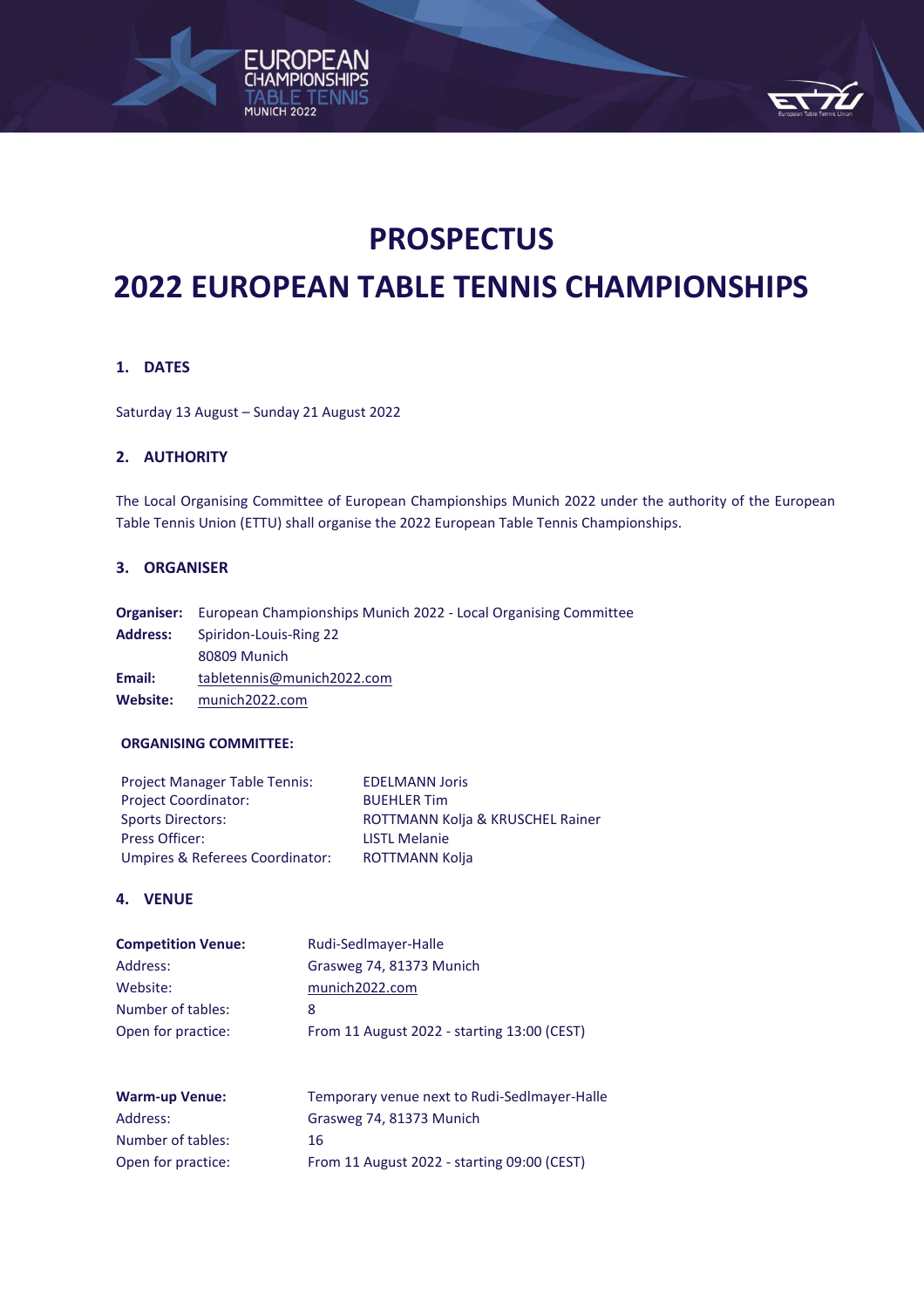# PROSPECTUS

# 2022 EUROPEAN TABLE TENNIS CHAMPIONSHIPS

## 1. DATES

Saturday 13 August – Sunday 21 August 2022

## 2. AUTHORITY

The Local Organising Committee of European Championships Munich 2022 under the authority of the European Table Tennis Union (ETTU) shall organise the 2022 European Table Tennis Championships.

## 3. ORGANISER

**Organiser:** European Championships Munich 2022 - Local Organising Committee
**Address:** Spiridon-Louis-Ring 22
80809 Munich
**Email:** tabletennis@munich2022.com
**Website:** munich2022.com

**ORGANISING COMMITTEE:**

| | |
|---|---|
| Project Manager Table Tennis: | EDELMANN Joris |
| Project Coordinator: | BUEHLER Tim |
| Sports Directors: | ROTTMANN Kolja & KRUSCHEL Rainer |
| Press Officer: | LISTL Melanie |
| Umpires & Referees Coordinator: | ROTTMANN Kolja |

## 4. VENUE

| **Competition Venue:** | Rudi-Sedlmayer-Halle |
|---|---|
| Address: | Grasweg 74, 81373 Munich |
| Website: | munich2022.com |
| Number of tables: | 8 |
| Open for practice: | From 11 August 2022 - starting 13:00 (CEST) |

| **Warm-up Venue:** | Temporary venue next to Rudi-Sedlmayer-Halle |
|---|---|
| Address: | Grasweg 74, 81373 Munich |
| Number of tables: | 16 |
| Open for practice: | From 11 August 2022 - starting 09:00 (CEST) |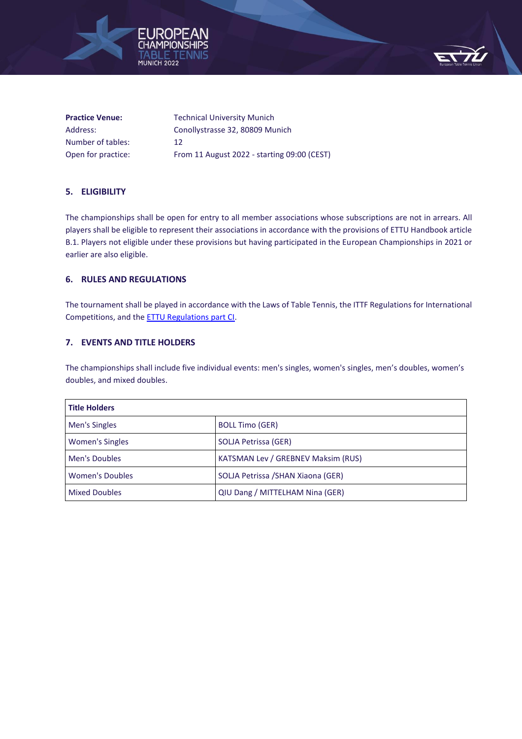| | |
|---|---|
| **Practice Venue:** | Technical University Munich |
| Address: | Conollystrasse 32, 80809 Munich |
| Number of tables: | 12 |
| Open for practice: | From 11 August 2022 - starting 09:00 (CEST) |

## 5. ELIGIBILITY

The championships shall be open for entry to all member associations whose subscriptions are not in arrears. All players shall be eligible to represent their associations in accordance with the provisions of ETTU Handbook article B.1. Players not eligible under these provisions but having participated in the European Championships in 2021 or earlier are also eligible.

## 6. RULES AND REGULATIONS

The tournament shall be played in accordance with the Laws of Table Tennis, the ITTF Regulations for International Competitions, and the ETTU Regulations part CI.

## 7. EVENTS AND TITLE HOLDERS

The championships shall include five individual events: men's singles, women's singles, men's doubles, women's doubles, and mixed doubles.

| **Title Holders** | |
|---|---|
| Men's Singles | BOLL Timo (GER) |
| Women's Singles | SOLJA Petrissa (GER) |
| Men's Doubles | KATSMAN Lev / GREBNEV Maksim (RUS) |
| Women's Doubles | SOLJA Petrissa /SHAN Xiaona (GER) |
| Mixed Doubles | QIU Dang / MITTELHAM Nina (GER) |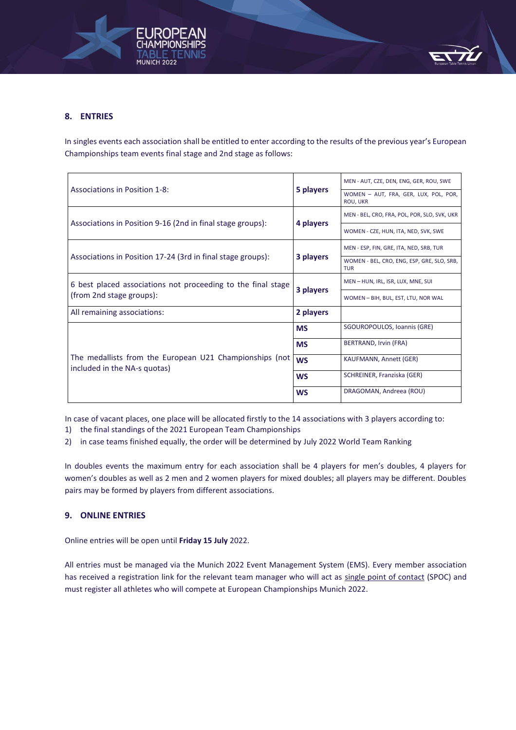## 8. ENTRIES

In singles events each association shall be entitled to enter according to the results of the previous year's European Championships team events final stage and 2nd stage as follows:

| | | |
|---|---|---|
| Associations in Position 1-8: | **5 players** | MEN - AUT, CZE, DEN, ENG, GER, ROU, SWE |
| | | WOMEN – AUT, FRA, GER, LUX, POL, POR, ROU, UKR |
| Associations in Position 9-16 (2nd in final stage groups): | **4 players** | MEN - BEL, CRO, FRA, POL, POR, SLO, SVK, UKR |
| | | WOMEN - CZE, HUN, ITA, NED, SVK, SWE |
| Associations in Position 17-24 (3rd in final stage groups): | **3 players** | MEN - ESP, FIN, GRE, ITA, NED, SRB, TUR |
| | | WOMEN - BEL, CRO, ENG, ESP, GRE, SLO, SRB, TUR |
| 6 best placed associations not proceeding to the final stage (from 2nd stage groups): | **3 players** | MEN – HUN, IRL, ISR, LUX, MNE, SUI |
| | | WOMEN – BIH, BUL, EST, LTU, NOR WAL |
| All remaining associations: | **2 players** | |
| The medallists from the European U21 Championships (not included in the NA-s quotas) | **MS** | SGOUROPOULOS, Ioannis (GRE) |
| | **MS** | BERTRAND, Irvin (FRA) |
| | **WS** | KAUFMANN, Annett (GER) |
| | **WS** | SCHREINER, Franziska (GER) |
| | **WS** | DRAGOMAN, Andreea (ROU) |

In case of vacant places, one place will be allocated firstly to the 14 associations with 3 players according to:

1) the final standings of the 2021 European Team Championships
2) in case teams finished equally, the order will be determined by July 2022 World Team Ranking

In doubles events the maximum entry for each association shall be 4 players for men's doubles, 4 players for women's doubles as well as 2 men and 2 women players for mixed doubles; all players may be different. Doubles pairs may be formed by players from different associations.

## 9. ONLINE ENTRIES

Online entries will be open until **Friday 15 July** 2022.

All entries must be managed via the Munich 2022 Event Management System (EMS). Every member association has received a registration link for the relevant team manager who will act as single point of contact (SPOC) and must register all athletes who will compete at European Championships Munich 2022.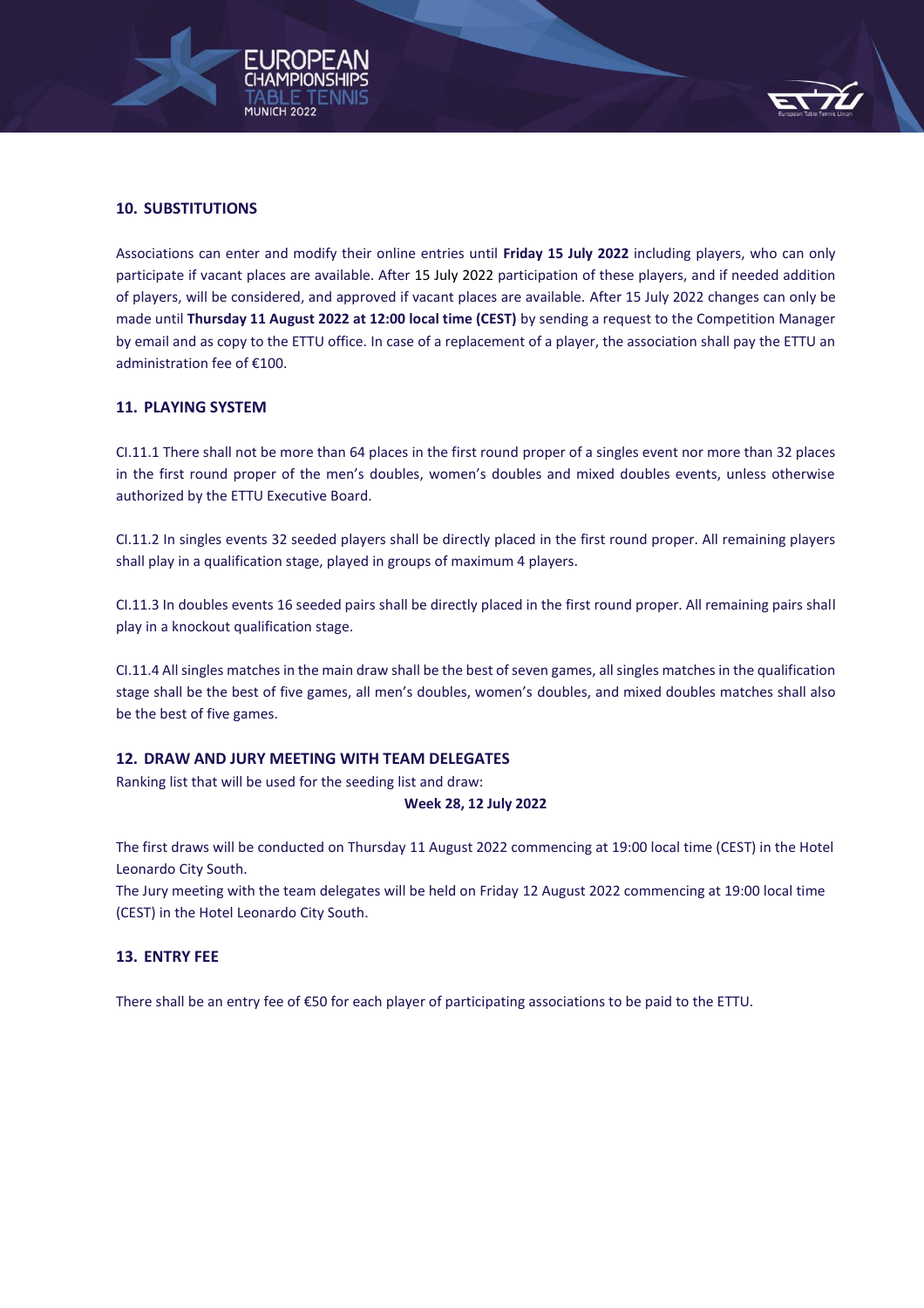## 10. SUBSTITUTIONS

Associations can enter and modify their online entries until **Friday 15 July 2022** including players, who can only participate if vacant places are available. After 15 July 2022 participation of these players, and if needed addition of players, will be considered, and approved if vacant places are available. After 15 July 2022 changes can only be made until **Thursday 11 August 2022 at 12:00 local time (CEST)** by sending a request to the Competition Manager by email and as copy to the ETTU office. In case of a replacement of a player, the association shall pay the ETTU an administration fee of €100.

## 11. PLAYING SYSTEM

CI.11.1 There shall not be more than 64 places in the first round proper of a singles event nor more than 32 places in the first round proper of the men's doubles, women's doubles and mixed doubles events, unless otherwise authorized by the ETTU Executive Board.

CI.11.2 In singles events 32 seeded players shall be directly placed in the first round proper. All remaining players shall play in a qualification stage, played in groups of maximum 4 players.

CI.11.3 In doubles events 16 seeded pairs shall be directly placed in the first round proper. All remaining pairs shall play in a knockout qualification stage.

CI.11.4 All singles matches in the main draw shall be the best of seven games, all singles matches in the qualification stage shall be the best of five games, all men's doubles, women's doubles, and mixed doubles matches shall also be the best of five games.

## 12. DRAW AND JURY MEETING WITH TEAM DELEGATES

Ranking list that will be used for the seeding list and draw:

**Week 28, 12 July 2022**

The first draws will be conducted on Thursday 11 August 2022 commencing at 19:00 local time (CEST) in the Hotel Leonardo City South.

The Jury meeting with the team delegates will be held on Friday 12 August 2022 commencing at 19:00 local time (CEST) in the Hotel Leonardo City South.

## 13. ENTRY FEE

There shall be an entry fee of €50 for each player of participating associations to be paid to the ETTU.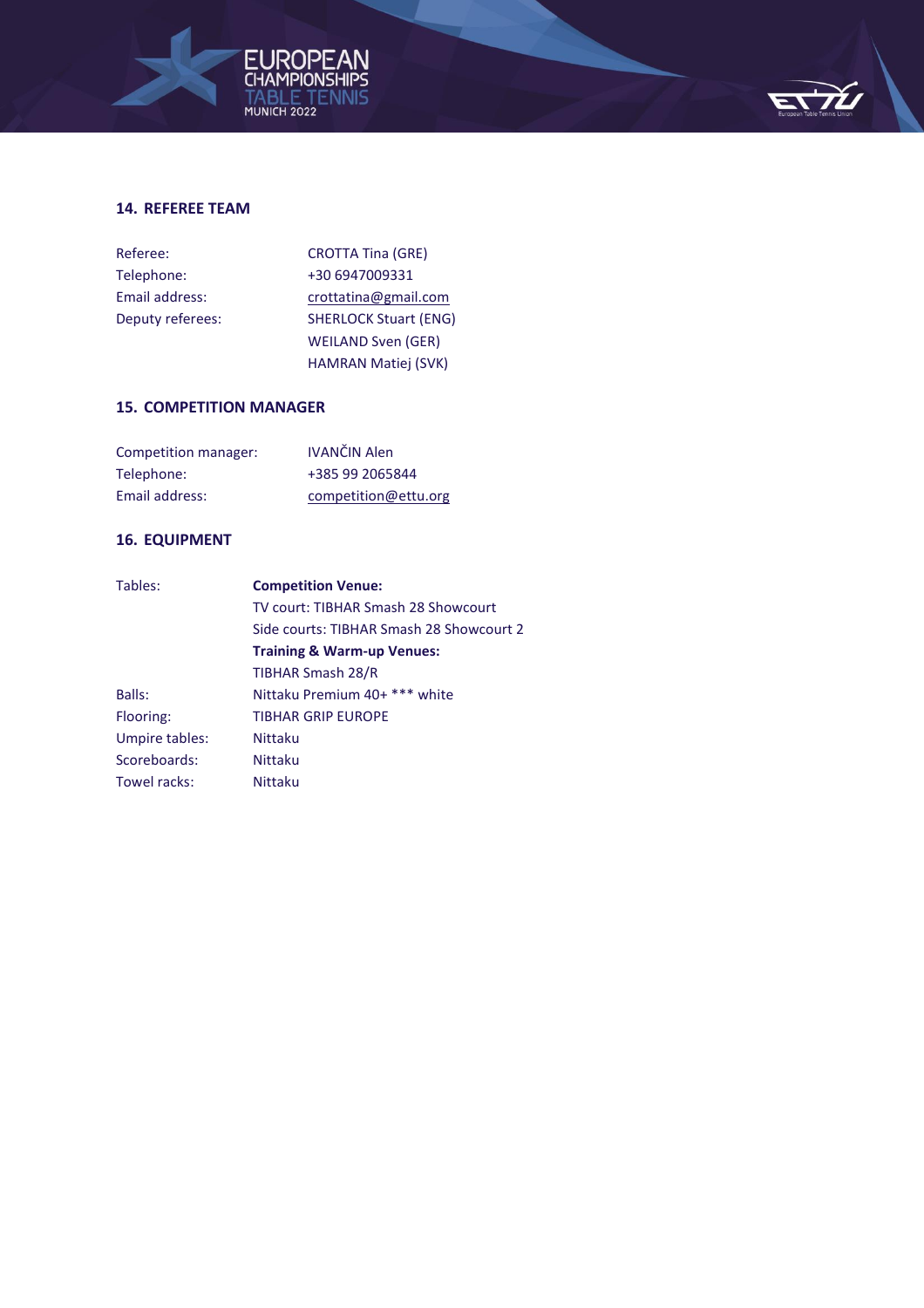## 14. REFEREE TEAM

| | |
|---|---|
| Referee: | CROTTA Tina (GRE) |
| Telephone: | +30 6947009331 |
| Email address: | crottatina@gmail.com |
| Deputy referees: | SHERLOCK Stuart (ENG) |
| | WEILAND Sven (GER) |
| | HAMRAN Matiej (SVK) |

## 15. COMPETITION MANAGER

| | |
|---|---|
| Competition manager: | IVANČIN Alen |
| Telephone: | +385 99 2065844 |
| Email address: | competition@ettu.org |

## 16. EQUIPMENT

| | |
|---|---|
| Tables: | **Competition Venue:** |
| | TV court: TIBHAR Smash 28 Showcourt |
| | Side courts: TIBHAR Smash 28 Showcourt 2 |
| | **Training & Warm-up Venues:** |
| | TIBHAR Smash 28/R |
| Balls: | Nittaku Premium 40+ *** white |
| Flooring: | TIBHAR GRIP EUROPE |
| Umpire tables: | Nittaku |
| Scoreboards: | Nittaku |
| Towel racks: | Nittaku |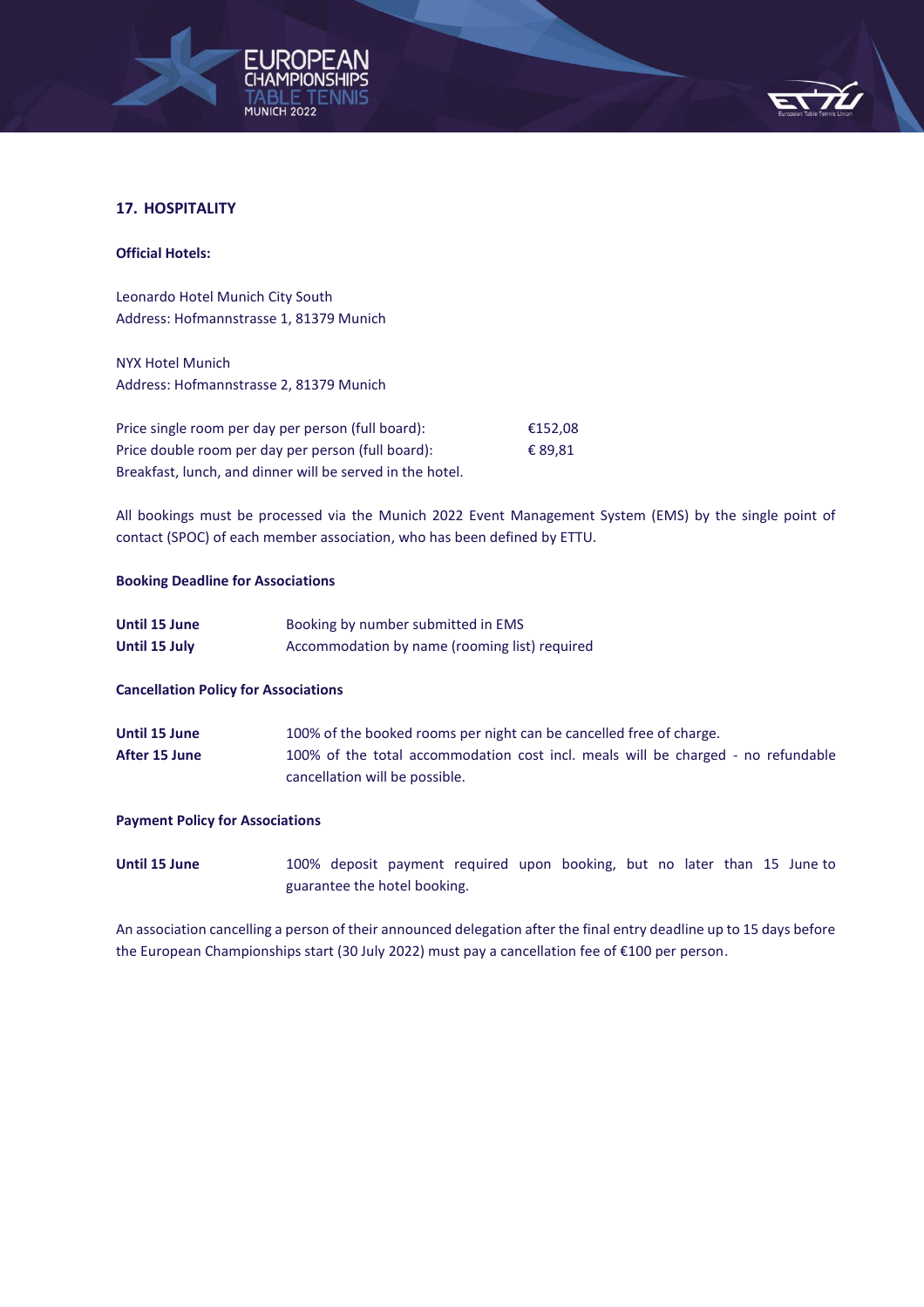## 17. HOSPITALITY

**Official Hotels:**

Leonardo Hotel Munich City South
Address: Hofmannstrasse 1, 81379 Munich

NYX Hotel Munich
Address: Hofmannstrasse 2, 81379 Munich

| | |
|---|---|
| Price single room per day per person (full board): | €152,08 |
| Price double room per day per person (full board): | € 89,81 |

Breakfast, lunch, and dinner will be served in the hotel.

All bookings must be processed via the Munich 2022 Event Management System (EMS) by the single point of contact (SPOC) of each member association, who has been defined by ETTU.

**Booking Deadline for Associations**

| | |
|---|---|
| **Until 15 June** | Booking by number submitted in EMS |
| **Until 15 July** | Accommodation by name (rooming list) required |

**Cancellation Policy for Associations**

| | |
|---|---|
| **Until 15 June** | 100% of the booked rooms per night can be cancelled free of charge. |
| **After 15 June** | 100% of the total accommodation cost incl. meals will be charged - no refundable cancellation will be possible. |

**Payment Policy for Associations**

| | |
|---|---|
| **Until 15 June** | 100% deposit payment required upon booking, but no later than 15 June to guarantee the hotel booking. |

An association cancelling a person of their announced delegation after the final entry deadline up to 15 days before the European Championships start (30 July 2022) must pay a cancellation fee of €100 per person.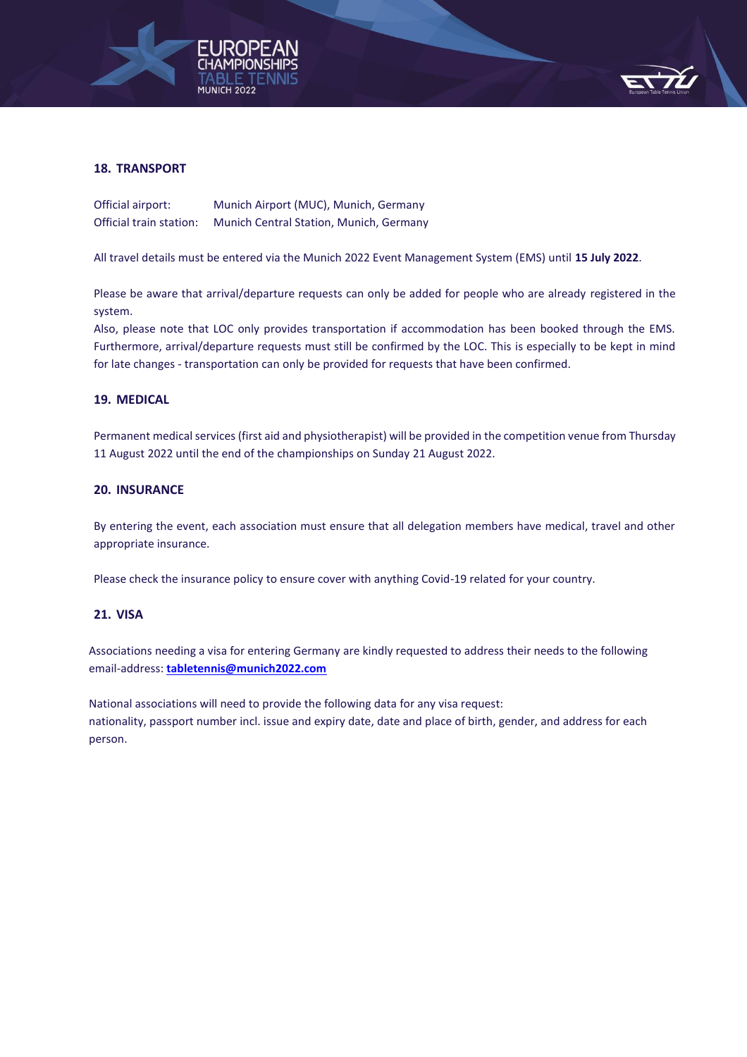## 18. TRANSPORT

Official airport: Munich Airport (MUC), Munich, Germany
Official train station: Munich Central Station, Munich, Germany

All travel details must be entered via the Munich 2022 Event Management System (EMS) until **15 July 2022**.

Please be aware that arrival/departure requests can only be added for people who are already registered in the system.
Also, please note that LOC only provides transportation if accommodation has been booked through the EMS. Furthermore, arrival/departure requests must still be confirmed by the LOC. This is especially to be kept in mind for late changes - transportation can only be provided for requests that have been confirmed.

## 19. MEDICAL

Permanent medical services (first aid and physiotherapist) will be provided in the competition venue from Thursday 11 August 2022 until the end of the championships on Sunday 21 August 2022.

## 20. INSURANCE

By entering the event, each association must ensure that all delegation members have medical, travel and other appropriate insurance.

Please check the insurance policy to ensure cover with anything Covid-19 related for your country.

## 21. VISA

Associations needing a visa for entering Germany are kindly requested to address their needs to the following email-address: **tabletennis@munich2022.com**

National associations will need to provide the following data for any visa request:
nationality, passport number incl. issue and expiry date, date and place of birth, gender, and address for each person.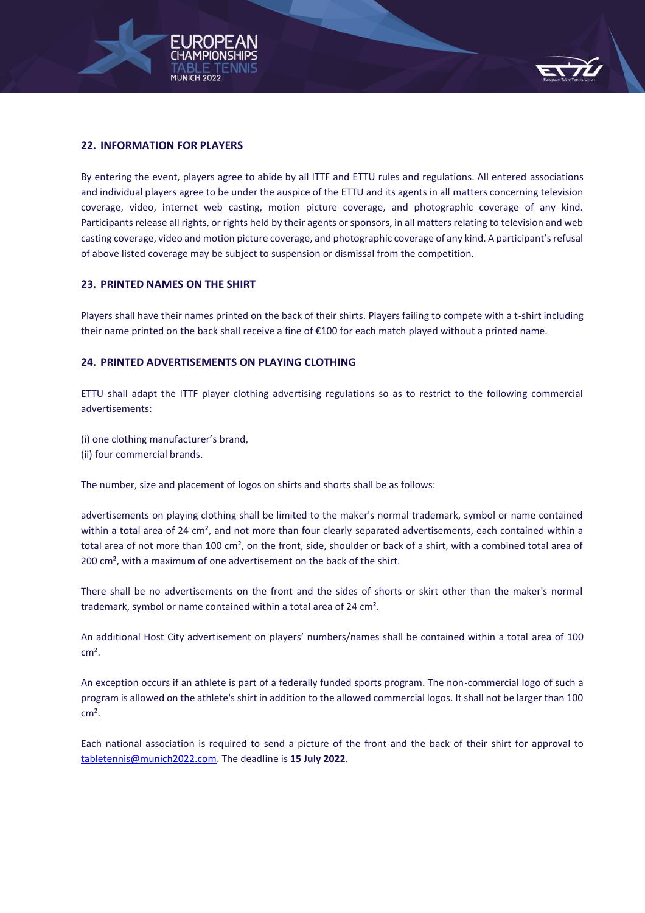## 22. INFORMATION FOR PLAYERS

By entering the event, players agree to abide by all ITTF and ETTU rules and regulations. All entered associations and individual players agree to be under the auspice of the ETTU and its agents in all matters concerning television coverage, video, internet web casting, motion picture coverage, and photographic coverage of any kind. Participants release all rights, or rights held by their agents or sponsors, in all matters relating to television and web casting coverage, video and motion picture coverage, and photographic coverage of any kind. A participant's refusal of above listed coverage may be subject to suspension or dismissal from the competition.

## 23. PRINTED NAMES ON THE SHIRT

Players shall have their names printed on the back of their shirts. Players failing to compete with a t-shirt including their name printed on the back shall receive a fine of €100 for each match played without a printed name.

## 24. PRINTED ADVERTISEMENTS ON PLAYING CLOTHING

ETTU shall adapt the ITTF player clothing advertising regulations so as to restrict to the following commercial advertisements:

(i) one clothing manufacturer's brand,
(ii) four commercial brands.

The number, size and placement of logos on shirts and shorts shall be as follows:

advertisements on playing clothing shall be limited to the maker's normal trademark, symbol or name contained within a total area of 24 cm², and not more than four clearly separated advertisements, each contained within a total area of not more than 100 cm², on the front, side, shoulder or back of a shirt, with a combined total area of 200 cm², with a maximum of one advertisement on the back of the shirt.

There shall be no advertisements on the front and the sides of shorts or skirt other than the maker's normal trademark, symbol or name contained within a total area of 24 cm².

An additional Host City advertisement on players' numbers/names shall be contained within a total area of 100 cm².

An exception occurs if an athlete is part of a federally funded sports program. The non-commercial logo of such a program is allowed on the athlete's shirt in addition to the allowed commercial logos. It shall not be larger than 100 cm².

Each national association is required to send a picture of the front and the back of their shirt for approval to tabletennis@munich2022.com. The deadline is **15 July 2022**.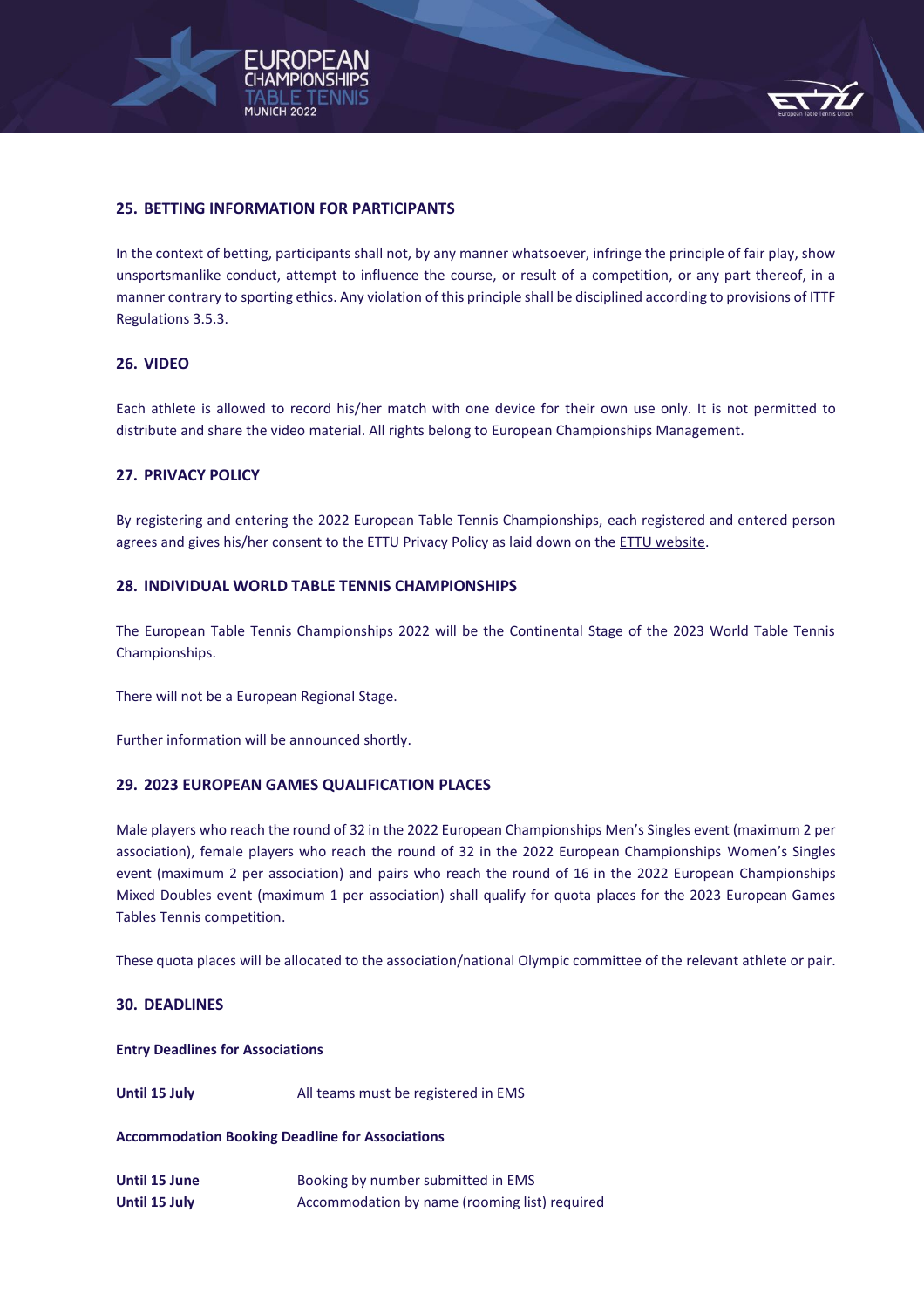## 25. BETTING INFORMATION FOR PARTICIPANTS

In the context of betting, participants shall not, by any manner whatsoever, infringe the principle of fair play, show unsportsmanlike conduct, attempt to influence the course, or result of a competition, or any part thereof, in a manner contrary to sporting ethics. Any violation of this principle shall be disciplined according to provisions of ITTF Regulations 3.5.3.

## 26. VIDEO

Each athlete is allowed to record his/her match with one device for their own use only. It is not permitted to distribute and share the video material. All rights belong to European Championships Management.

## 27. PRIVACY POLICY

By registering and entering the 2022 European Table Tennis Championships, each registered and entered person agrees and gives his/her consent to the ETTU Privacy Policy as laid down on the ETTU website.

## 28. INDIVIDUAL WORLD TABLE TENNIS CHAMPIONSHIPS

The European Table Tennis Championships 2022 will be the Continental Stage of the 2023 World Table Tennis Championships.

There will not be a European Regional Stage.

Further information will be announced shortly.

## 29. 2023 EUROPEAN GAMES QUALIFICATION PLACES

Male players who reach the round of 32 in the 2022 European Championships Men's Singles event (maximum 2 per association), female players who reach the round of 32 in the 2022 European Championships Women's Singles event (maximum 2 per association) and pairs who reach the round of 16 in the 2022 European Championships Mixed Doubles event (maximum 1 per association) shall qualify for quota places for the 2023 European Games Tables Tennis competition.

These quota places will be allocated to the association/national Olympic committee of the relevant athlete or pair.

## 30. DEADLINES

**Entry Deadlines for Associations**

| | |
|---|---|
| **Until 15 July** | All teams must be registered in EMS |

**Accommodation Booking Deadline for Associations**

| | |
|---|---|
| **Until 15 June** | Booking by number submitted in EMS |
| **Until 15 July** | Accommodation by name (rooming list) required |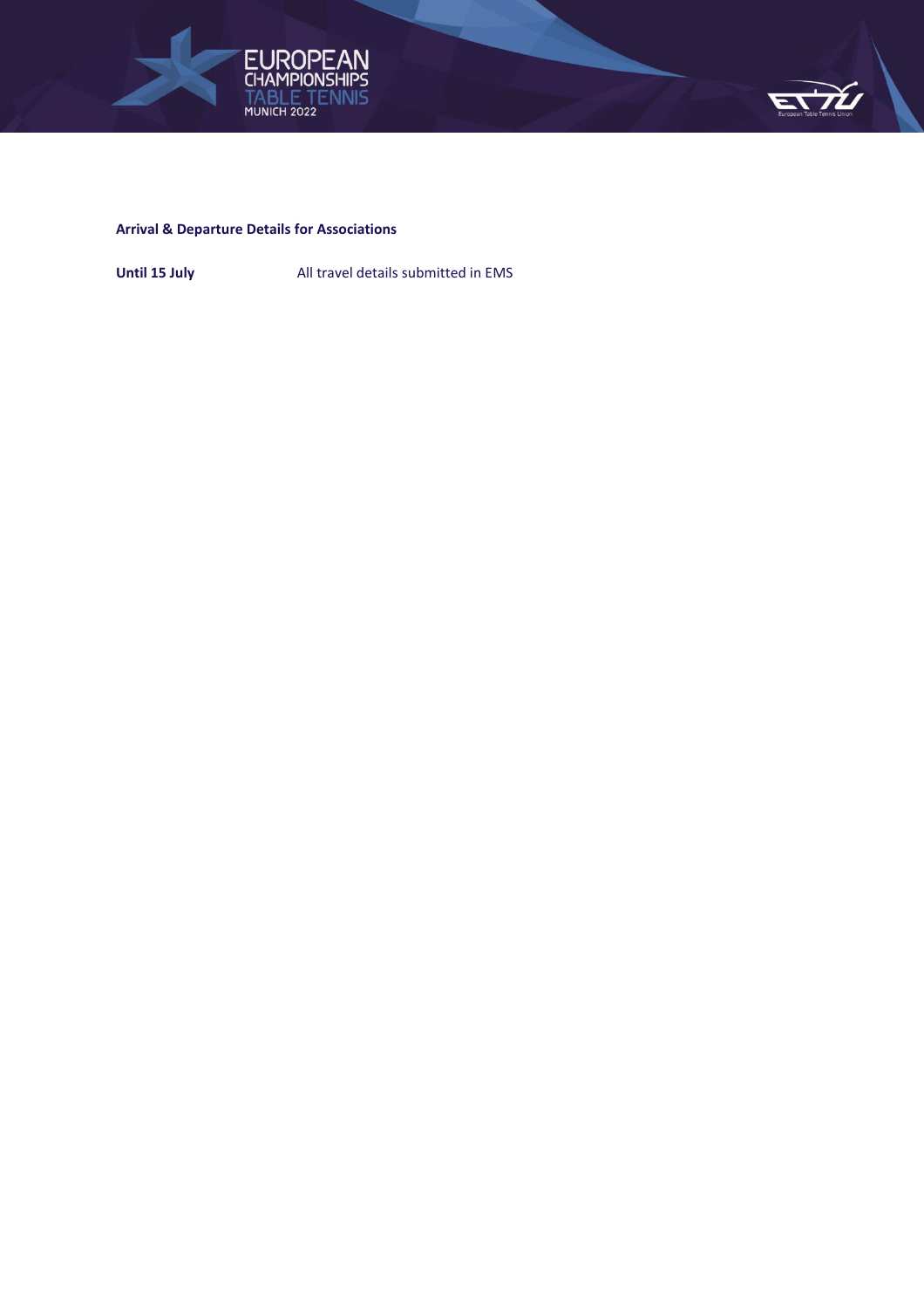**Arrival & Departure Details for Associations**

| | |
|---|---|
| **Until 15 July** | All travel details submitted in EMS |